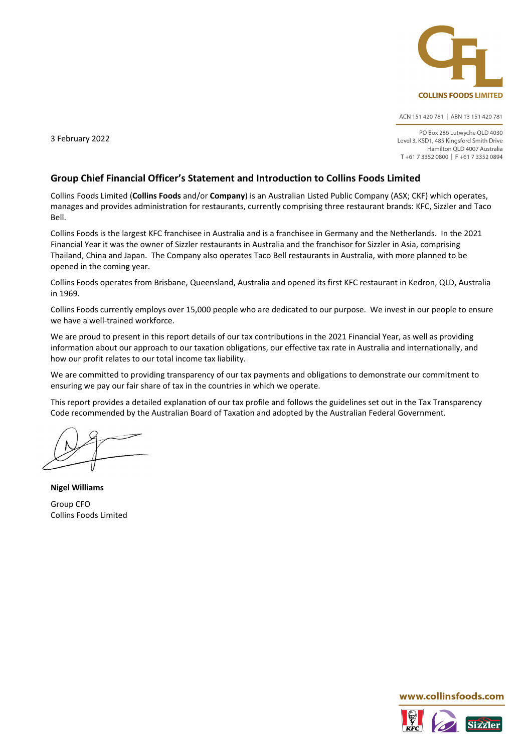COLLINS FOODS LIMITED

ACN 151 420 781 | ABN 13 151 420 781

PO Box 286 Lutwyche QLD 4030
Level 3, KSD1, 485 Kingsford Smith Drive
Hamilton QLD 4007 Australia
T +61 7 3352 0800 | F +61 7 3352 0894

3 February 2022

## Group Chief Financial Officer's Statement and Introduction to Collins Foods Limited

Collins Foods Limited (**Collins Foods** and/or **Company**) is an Australian Listed Public Company (ASX; CKF) which operates, manages and provides administration for restaurants, currently comprising three restaurant brands: KFC, Sizzler and Taco Bell.

Collins Foods is the largest KFC franchisee in Australia and is a franchisee in Germany and the Netherlands. In the 2021 Financial Year it was the owner of Sizzler restaurants in Australia and the franchisor for Sizzler in Asia, comprising Thailand, China and Japan. The Company also operates Taco Bell restaurants in Australia, with more planned to be opened in the coming year.

Collins Foods operates from Brisbane, Queensland, Australia and opened its first KFC restaurant in Kedron, QLD, Australia in 1969.

Collins Foods currently employs over 15,000 people who are dedicated to our purpose. We invest in our people to ensure we have a well-trained workforce.

We are proud to present in this report details of our tax contributions in the 2021 Financial Year, as well as providing information about our approach to our taxation obligations, our effective tax rate in Australia and internationally, and how our profit relates to our total income tax liability.

We are committed to providing transparency of our tax payments and obligations to demonstrate our commitment to ensuring we pay our fair share of tax in the countries in which we operate.

This report provides a detailed explanation of our tax profile and follows the guidelines set out in the Tax Transparency Code recommended by the Australian Board of Taxation and adopted by the Australian Federal Government.

**Nigel Williams**

Group CFO
Collins Foods Limited

www.collinsfoods.com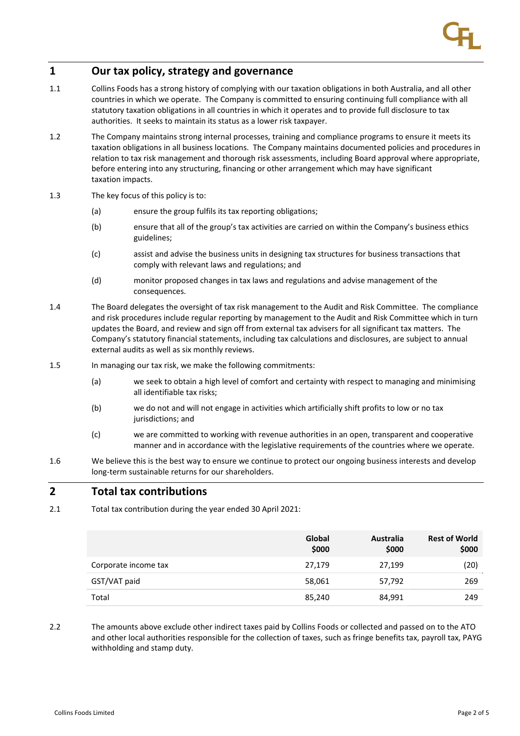## 1 Our tax policy, strategy and governance

1.1 Collins Foods has a strong history of complying with our taxation obligations in both Australia, and all other countries in which we operate. The Company is committed to ensuring continuing full compliance with all statutory taxation obligations in all countries in which it operates and to provide full disclosure to tax authorities. It seeks to maintain its status as a lower risk taxpayer.

1.2 The Company maintains strong internal processes, training and compliance programs to ensure it meets its taxation obligations in all business locations. The Company maintains documented policies and procedures in relation to tax risk management and thorough risk assessments, including Board approval where appropriate, before entering into any structuring, financing or other arrangement which may have significant taxation impacts.

1.3 The key focus of this policy is to:

(a) ensure the group fulfils its tax reporting obligations;

(b) ensure that all of the group's tax activities are carried on within the Company's business ethics guidelines;

(c) assist and advise the business units in designing tax structures for business transactions that comply with relevant laws and regulations; and

(d) monitor proposed changes in tax laws and regulations and advise management of the consequences.

1.4 The Board delegates the oversight of tax risk management to the Audit and Risk Committee. The compliance and risk procedures include regular reporting by management to the Audit and Risk Committee which in turn updates the Board, and review and sign off from external tax advisers for all significant tax matters. The Company's statutory financial statements, including tax calculations and disclosures, are subject to annual external audits as well as six monthly reviews.

1.5 In managing our tax risk, we make the following commitments:

(a) we seek to obtain a high level of comfort and certainty with respect to managing and minimising all identifiable tax risks;

(b) we do not and will not engage in activities which artificially shift profits to low or no tax jurisdictions; and

(c) we are committed to working with revenue authorities in an open, transparent and cooperative manner and in accordance with the legislative requirements of the countries where we operate.

1.6 We believe this is the best way to ensure we continue to protect our ongoing business interests and develop long-term sustainable returns for our shareholders.

## 2 Total tax contributions

2.1 Total tax contribution during the year ended 30 April 2021:

| | Global $000 | Australia $000 | Rest of World $000 |
|---|---|---|---|
| Corporate income tax | 27,179 | 27,199 | (20) |
| GST/VAT paid | 58,061 | 57,792 | 269 |
| Total | 85,240 | 84,991 | 249 |

2.2 The amounts above exclude other indirect taxes paid by Collins Foods or collected and passed on to the ATO and other local authorities responsible for the collection of taxes, such as fringe benefits tax, payroll tax, PAYG withholding and stamp duty.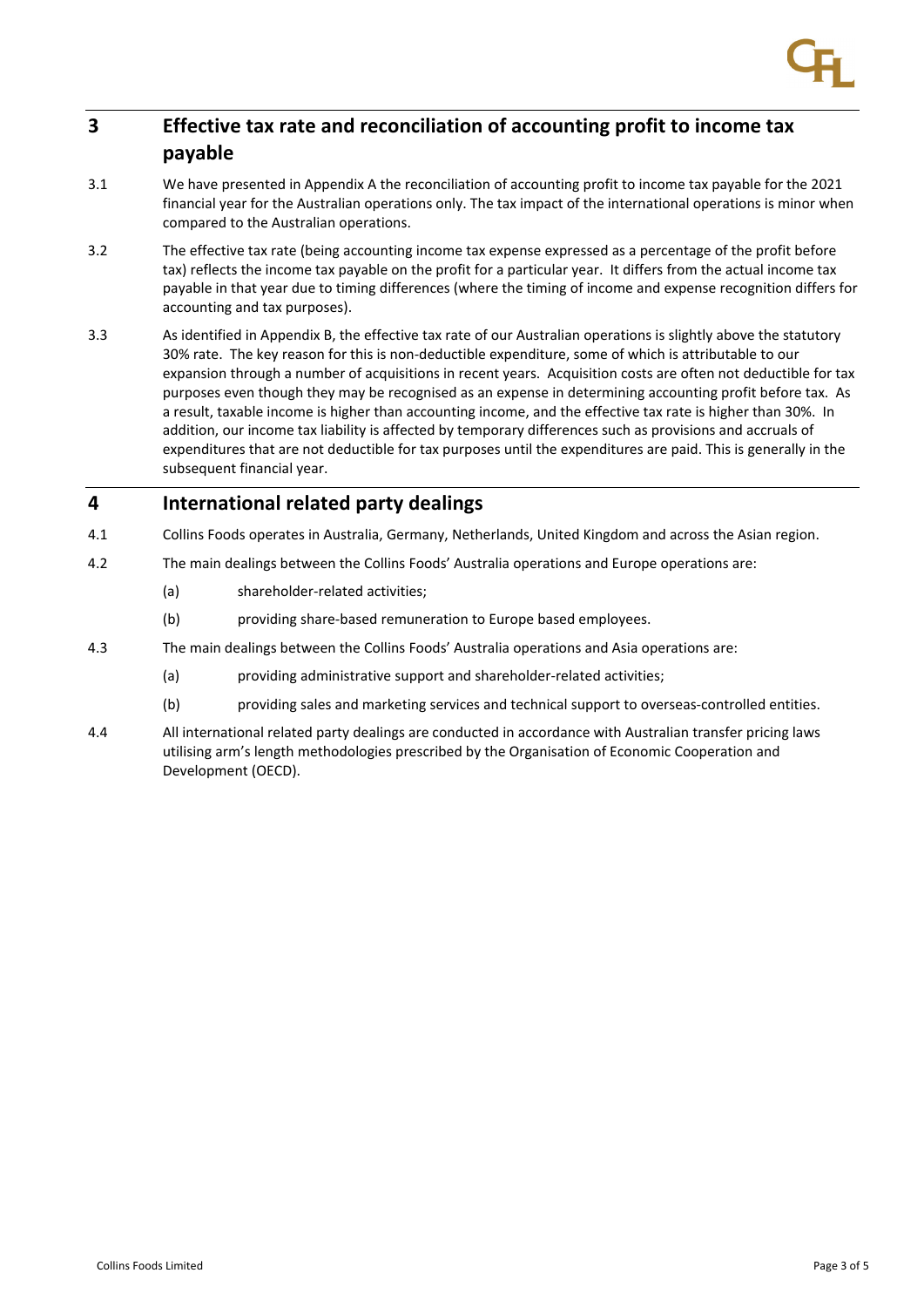## 3 Effective tax rate and reconciliation of accounting profit to income tax payable

3.1 We have presented in Appendix A the reconciliation of accounting profit to income tax payable for the 2021 financial year for the Australian operations only. The tax impact of the international operations is minor when compared to the Australian operations.

3.2 The effective tax rate (being accounting income tax expense expressed as a percentage of the profit before tax) reflects the income tax payable on the profit for a particular year. It differs from the actual income tax payable in that year due to timing differences (where the timing of income and expense recognition differs for accounting and tax purposes).

3.3 As identified in Appendix B, the effective tax rate of our Australian operations is slightly above the statutory 30% rate. The key reason for this is non-deductible expenditure, some of which is attributable to our expansion through a number of acquisitions in recent years. Acquisition costs are often not deductible for tax purposes even though they may be recognised as an expense in determining accounting profit before tax. As a result, taxable income is higher than accounting income, and the effective tax rate is higher than 30%. In addition, our income tax liability is affected by temporary differences such as provisions and accruals of expenditures that are not deductible for tax purposes until the expenditures are paid. This is generally in the subsequent financial year.

## 4 International related party dealings

4.1 Collins Foods operates in Australia, Germany, Netherlands, United Kingdom and across the Asian region.

4.2 The main dealings between the Collins Foods' Australia operations and Europe operations are:

(a) shareholder-related activities;

(b) providing share-based remuneration to Europe based employees.

4.3 The main dealings between the Collins Foods' Australia operations and Asia operations are:

(a) providing administrative support and shareholder-related activities;

(b) providing sales and marketing services and technical support to overseas-controlled entities.

4.4 All international related party dealings are conducted in accordance with Australian transfer pricing laws utilising arm's length methodologies prescribed by the Organisation of Economic Cooperation and Development (OECD).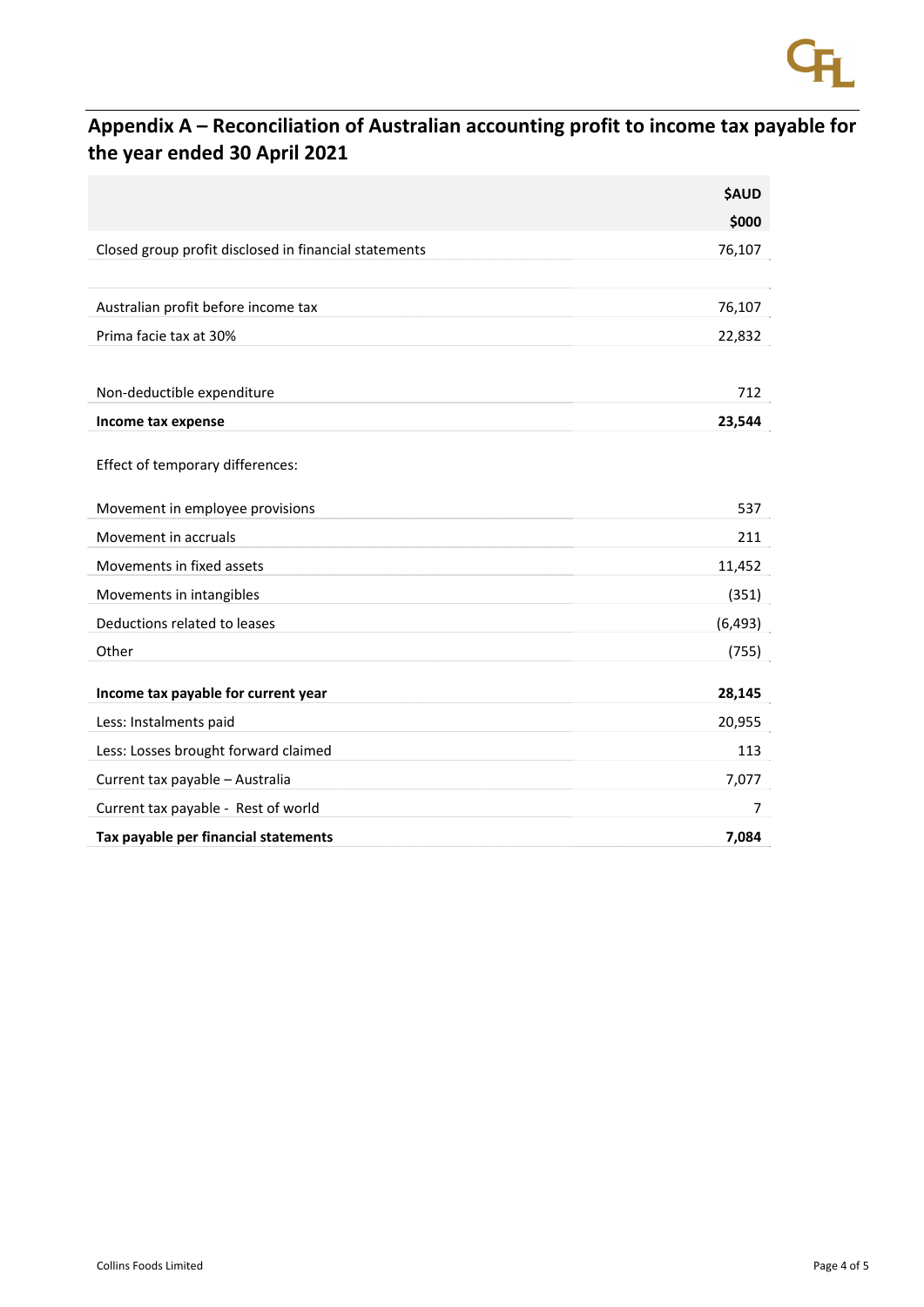## Appendix A – Reconciliation of Australian accounting profit to income tax payable for the year ended 30 April 2021

| | $AUD<br>$000 |
|---|---|
| Closed group profit disclosed in financial statements | 76,107 |
| | |
| Australian profit before income tax | 76,107 |
| Prima facie tax at 30% | 22,832 |
| | |
| Non-deductible expenditure | 712 |
| **Income tax expense** | **23,544** |
| Effect of temporary differences: | |
| Movement in employee provisions | 537 |
| Movement in accruals | 211 |
| Movements in fixed assets | 11,452 |
| Movements in intangibles | (351) |
| Deductions related to leases | (6,493) |
| Other | (755) |
| **Income tax payable for current year** | **28,145** |
| Less: Instalments paid | 20,955 |
| Less: Losses brought forward claimed | 113 |
| Current tax payable – Australia | 7,077 |
| Current tax payable - Rest of world | 7 |
| **Tax payable per financial statements** | **7,084** |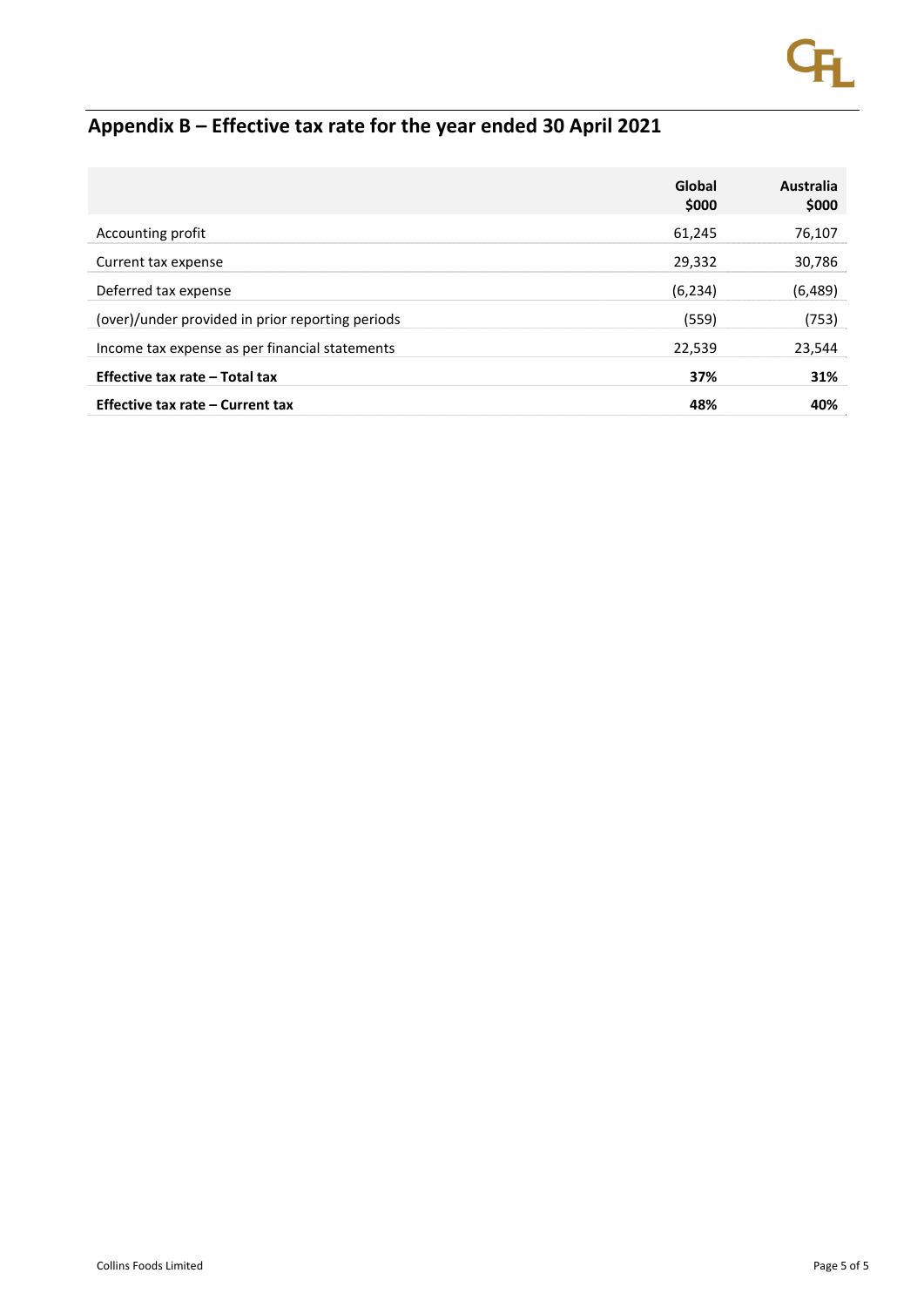## Appendix B – Effective tax rate for the year ended 30 April 2021

| | Global<br>$000 | Australia<br>$000 |
|---|---|---|
| Accounting profit | 61,245 | 76,107 |
| Current tax expense | 29,332 | 30,786 |
| Deferred tax expense | (6,234) | (6,489) |
| (over)/under provided in prior reporting periods | (559) | (753) |
| Income tax expense as per financial statements | 22,539 | 23,544 |
| **Effective tax rate – Total tax** | **37%** | **31%** |
| **Effective tax rate – Current tax** | **48%** | **40%** |